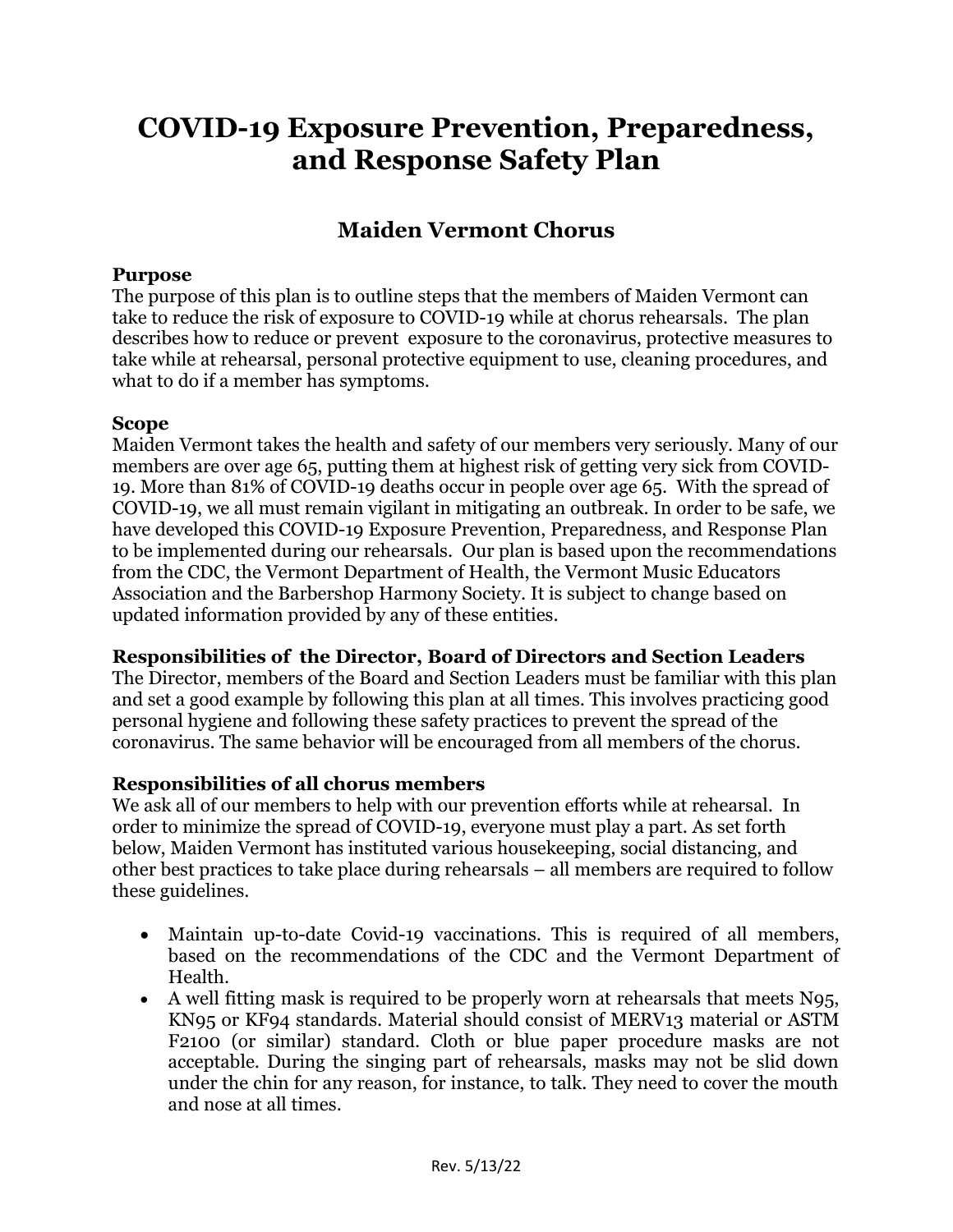# COVID-19 Exposure Prevention, Preparedness, and Response Safety Plan

## Maiden Vermont Chorus

### Purpose

The purpose of this plan is to outline steps that the members of Maiden Vermont can take to reduce the risk of exposure to COVID-19 while at chorus rehearsals. The plan describes how to reduce or prevent exposure to the coronavirus, protective measures to take while at rehearsal, personal protective equipment to use, cleaning procedures, and what to do if a member has symptoms.

### Scope

Maiden Vermont takes the health and safety of our members very seriously. Many of our members are over age 65, putting them at highest risk of getting very sick from COVID-19. More than 81% of COVID-19 deaths occur in people over age 65. With the spread of COVID-19, we all must remain vigilant in mitigating an outbreak. In order to be safe, we have developed this COVID-19 Exposure Prevention, Preparedness, and Response Plan to be implemented during our rehearsals. Our plan is based upon the recommendations from the CDC, the Vermont Department of Health, the Vermont Music Educators Association and the Barbershop Harmony Society. It is subject to change based on updated information provided by any of these entities.

### Responsibilities of the Director, Board of Directors and Section Leaders

The Director, members of the Board and Section Leaders must be familiar with this plan and set a good example by following this plan at all times. This involves practicing good personal hygiene and following these safety practices to prevent the spread of the coronavirus. The same behavior will be encouraged from all members of the chorus.

### Responsibilities of all chorus members

We ask all of our members to help with our prevention efforts while at rehearsal. In order to minimize the spread of COVID-19, everyone must play a part. As set forth below, Maiden Vermont has instituted various housekeeping, social distancing, and other best practices to take place during rehearsals – all members are required to follow these guidelines.

- Maintain up-to-date Covid-19 vaccinations. This is required of all members, based on the recommendations of the CDC and the Vermont Department of Health.
- A well fitting mask is required to be properly worn at rehearsals that meets N95, KN95 or KF94 standards. Material should consist of MERV13 material or ASTM F2100 (or similar) standard. Cloth or blue paper procedure masks are not acceptable. During the singing part of rehearsals, masks may not be slid down under the chin for any reason, for instance, to talk. They need to cover the mouth and nose at all times.

Rev. 5/13/22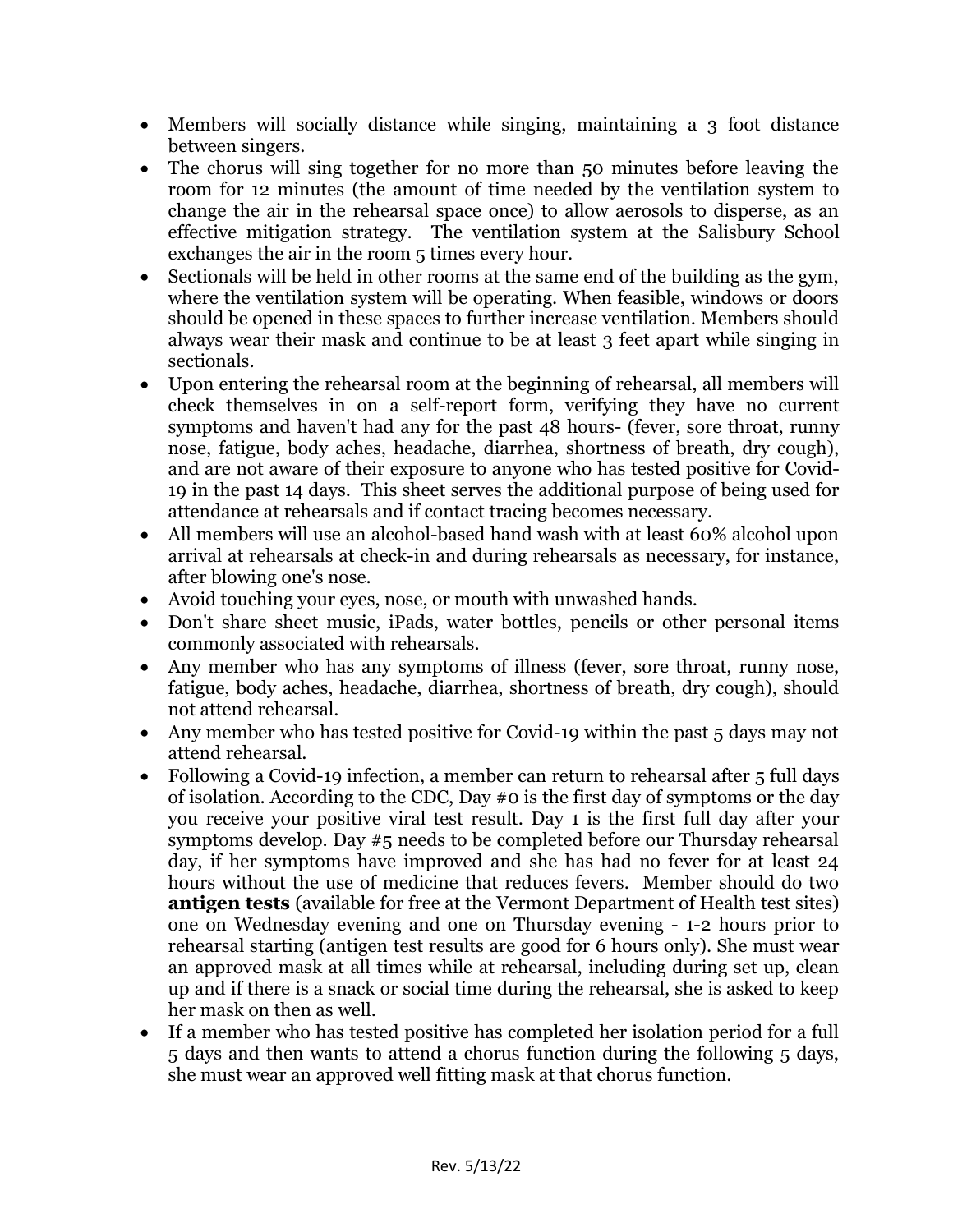- Members will socially distance while singing, maintaining a 3 foot distance between singers.
- The chorus will sing together for no more than 50 minutes before leaving the room for 12 minutes (the amount of time needed by the ventilation system to change the air in the rehearsal space once) to allow aerosols to disperse, as an effective mitigation strategy. The ventilation system at the Salisbury School exchanges the air in the room 5 times every hour.
- Sectionals will be held in other rooms at the same end of the building as the gym, where the ventilation system will be operating. When feasible, windows or doors should be opened in these spaces to further increase ventilation. Members should always wear their mask and continue to be at least 3 feet apart while singing in sectionals.
- Upon entering the rehearsal room at the beginning of rehearsal, all members will check themselves in on a self-report form, verifying they have no current symptoms and haven't had any for the past 48 hours- (fever, sore throat, runny nose, fatigue, body aches, headache, diarrhea, shortness of breath, dry cough), and are not aware of their exposure to anyone who has tested positive for Covid-19 in the past 14 days. This sheet serves the additional purpose of being used for attendance at rehearsals and if contact tracing becomes necessary.
- All members will use an alcohol-based hand wash with at least 60% alcohol upon arrival at rehearsals at check-in and during rehearsals as necessary, for instance, after blowing one's nose.
- Avoid touching your eyes, nose, or mouth with unwashed hands.
- Don't share sheet music, iPads, water bottles, pencils or other personal items commonly associated with rehearsals.
- Any member who has any symptoms of illness (fever, sore throat, runny nose, fatigue, body aches, headache, diarrhea, shortness of breath, dry cough), should not attend rehearsal.
- Any member who has tested positive for Covid-19 within the past 5 days may not attend rehearsal.
- Following a Covid-19 infection, a member can return to rehearsal after 5 full days of isolation. According to the CDC, Day #0 is the first day of symptoms or the day you receive your positive viral test result. Day 1 is the first full day after your symptoms develop. Day #5 needs to be completed before our Thursday rehearsal day, if her symptoms have improved and she has had no fever for at least 24 hours without the use of medicine that reduces fevers. Member should do two **antigen tests** (available for free at the Vermont Department of Health test sites) one on Wednesday evening and one on Thursday evening - 1-2 hours prior to rehearsal starting (antigen test results are good for 6 hours only). She must wear an approved mask at all times while at rehearsal, including during set up, clean up and if there is a snack or social time during the rehearsal, she is asked to keep her mask on then as well.
- If a member who has tested positive has completed her isolation period for a full 5 days and then wants to attend a chorus function during the following 5 days, she must wear an approved well fitting mask at that chorus function.

Rev. 5/13/22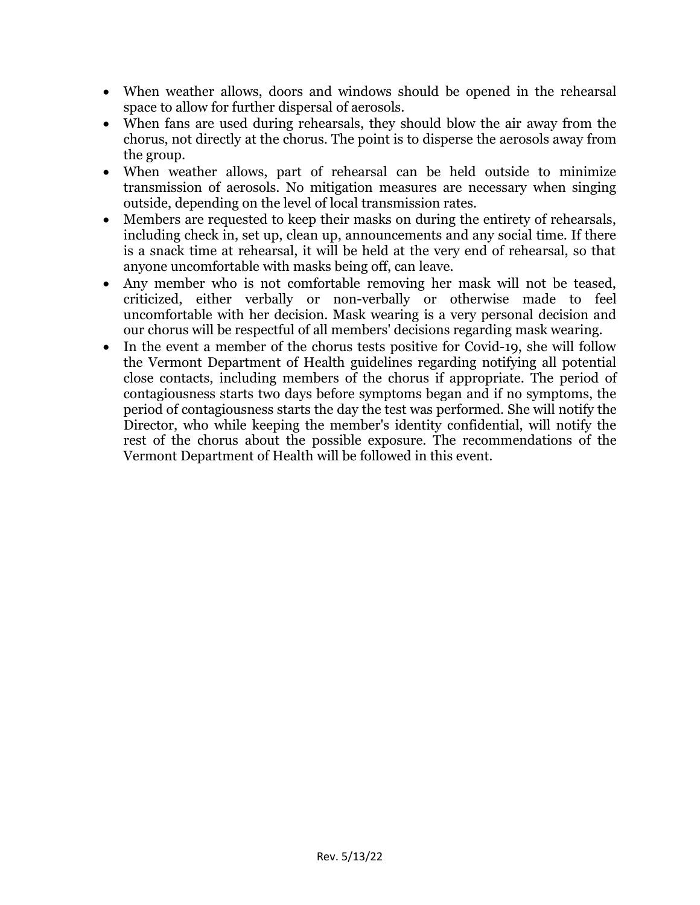- When weather allows, doors and windows should be opened in the rehearsal space to allow for further dispersal of aerosols.
- When fans are used during rehearsals, they should blow the air away from the chorus, not directly at the chorus. The point is to disperse the aerosols away from the group.
- When weather allows, part of rehearsal can be held outside to minimize transmission of aerosols. No mitigation measures are necessary when singing outside, depending on the level of local transmission rates.
- Members are requested to keep their masks on during the entirety of rehearsals, including check in, set up, clean up, announcements and any social time. If there is a snack time at rehearsal, it will be held at the very end of rehearsal, so that anyone uncomfortable with masks being off, can leave.
- Any member who is not comfortable removing her mask will not be teased, criticized, either verbally or non-verbally or otherwise made to feel uncomfortable with her decision. Mask wearing is a very personal decision and our chorus will be respectful of all members' decisions regarding mask wearing.
- In the event a member of the chorus tests positive for Covid-19, she will follow the Vermont Department of Health guidelines regarding notifying all potential close contacts, including members of the chorus if appropriate. The period of contagiousness starts two days before symptoms began and if no symptoms, the period of contagiousness starts the day the test was performed. She will notify the Director, who while keeping the member's identity confidential, will notify the rest of the chorus about the possible exposure. The recommendations of the Vermont Department of Health will be followed in this event.

Rev. 5/13/22